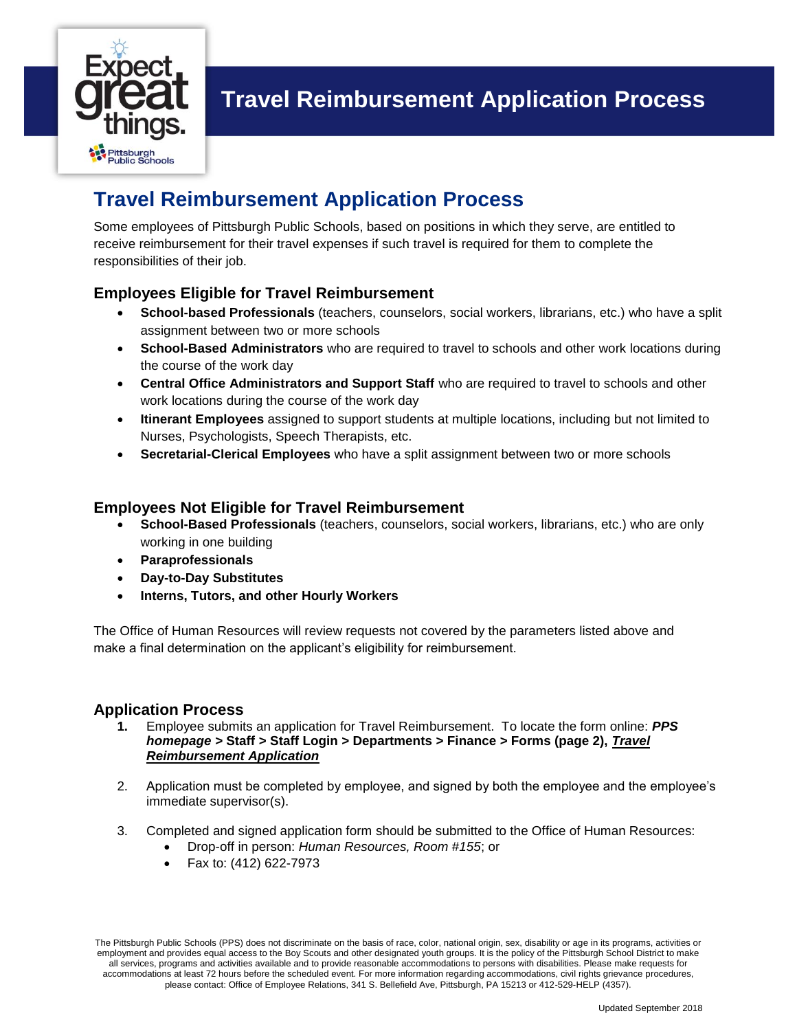# Travel Reimbursement Application Process

## Travel Reimbursement Application Process

Some employees of Pittsburgh Public Schools, based on positions in which they serve, are entitled to receive reimbursement for their travel expenses if such travel is required for them to complete the responsibilities of their job.

### Employees Eligible for Travel Reimbursement

- **School-based Professionals** (teachers, counselors, social workers, librarians, etc.) who have a split assignment between two or more schools
- **School-Based Administrators** who are required to travel to schools and other work locations during the course of the work day
- **Central Office Administrators and Support Staff** who are required to travel to schools and other work locations during the course of the work day
- **Itinerant Employees** assigned to support students at multiple locations, including but not limited to Nurses, Psychologists, Speech Therapists, etc.
- **Secretarial-Clerical Employees** who have a split assignment between two or more schools

### Employees Not Eligible for Travel Reimbursement

- **School-Based Professionals** (teachers, counselors, social workers, librarians, etc.) who are only working in one building
- **Paraprofessionals**
- **Day-to-Day Substitutes**
- **Interns, Tutors, and other Hourly Workers**

The Office of Human Resources will review requests not covered by the parameters listed above and make a final determination on the applicant's eligibility for reimbursement.

### Application Process

1. Employee submits an application for Travel Reimbursement. To locate the form online: ***PPS homepage* > Staff > Staff Login > Departments > Finance > Forms (page 2), *Travel Reimbursement Application***
2. Application must be completed by employee, and signed by both the employee and the employee's immediate supervisor(s).
3. Completed and signed application form should be submitted to the Office of Human Resources:
   - Drop-off in person: *Human Resources, Room #155*; or
   - Fax to: (412) 622-7973

The Pittsburgh Public Schools (PPS) does not discriminate on the basis of race, color, national origin, sex, disability or age in its programs, activities or employment and provides equal access to the Boy Scouts and other designated youth groups. It is the policy of the Pittsburgh School District to make all services, programs and activities available and to provide reasonable accommodations to persons with disabilities. Please make requests for accommodations at least 72 hours before the scheduled event. For more information regarding accommodations, civil rights grievance procedures, please contact: Office of Employee Relations, 341 S. Bellefield Ave, Pittsburgh, PA 15213 or 412-529-HELP (4357).

Updated September 2018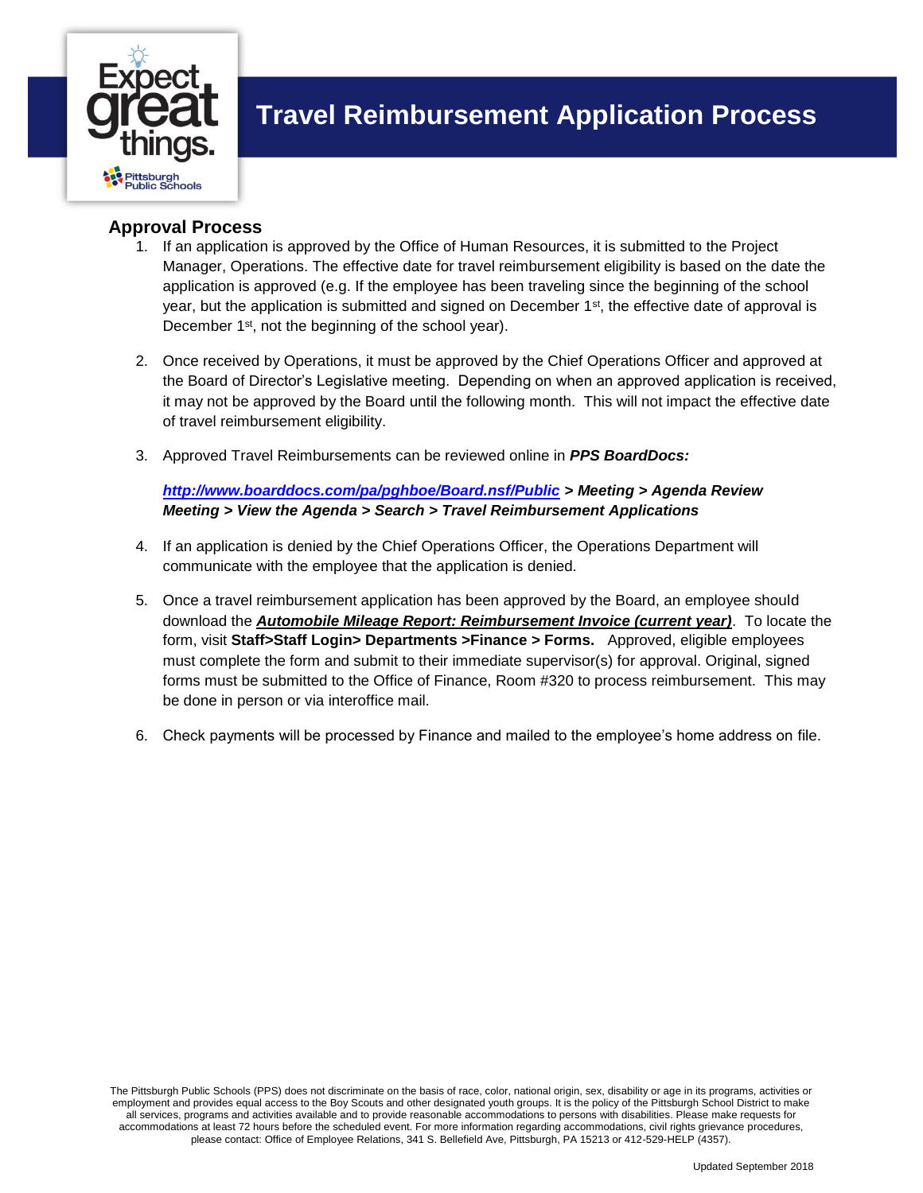# Travel Reimbursement Application Process

## Approval Process

1. If an application is approved by the Office of Human Resources, it is submitted to the Project Manager, Operations. The effective date for travel reimbursement eligibility is based on the date the application is approved (e.g. If the employee has been traveling since the beginning of the school year, but the application is submitted and signed on December 1st, the effective date of approval is December 1st, not the beginning of the school year).

2. Once received by Operations, it must be approved by the Chief Operations Officer and approved at the Board of Director's Legislative meeting. Depending on when an approved application is received, it may not be approved by the Board until the following month. This will not impact the effective date of travel reimbursement eligibility.

3. Approved Travel Reimbursements can be reviewed online in ***PPS BoardDocs:***

   ***http://www.boarddocs.com/pa/pghboe/Board.nsf/Public > Meeting > Agenda Review Meeting > View the Agenda > Search > Travel Reimbursement Applications***

4. If an application is denied by the Chief Operations Officer, the Operations Department will communicate with the employee that the application is denied.

5. Once a travel reimbursement application has been approved by the Board, an employee should download the ***Automobile Mileage Report: Reimbursement Invoice (current year)***. To locate the form, visit **Staff>Staff Login> Departments >Finance > Forms.** Approved, eligible employees must complete the form and submit to their immediate supervisor(s) for approval. Original, signed forms must be submitted to the Office of Finance, Room #320 to process reimbursement. This may be done in person or via interoffice mail.

6. Check payments will be processed by Finance and mailed to the employee's home address on file.

The Pittsburgh Public Schools (PPS) does not discriminate on the basis of race, color, national origin, sex, disability or age in its programs, activities or employment and provides equal access to the Boy Scouts and other designated youth groups. It is the policy of the Pittsburgh School District to make all services, programs and activities available and to provide reasonable accommodations to persons with disabilities. Please make requests for accommodations at least 72 hours before the scheduled event. For more information regarding accommodations, civil rights grievance procedures, please contact: Office of Employee Relations, 341 S. Bellefield Ave, Pittsburgh, PA 15213 or 412-529-HELP (4357).

Updated September 2018